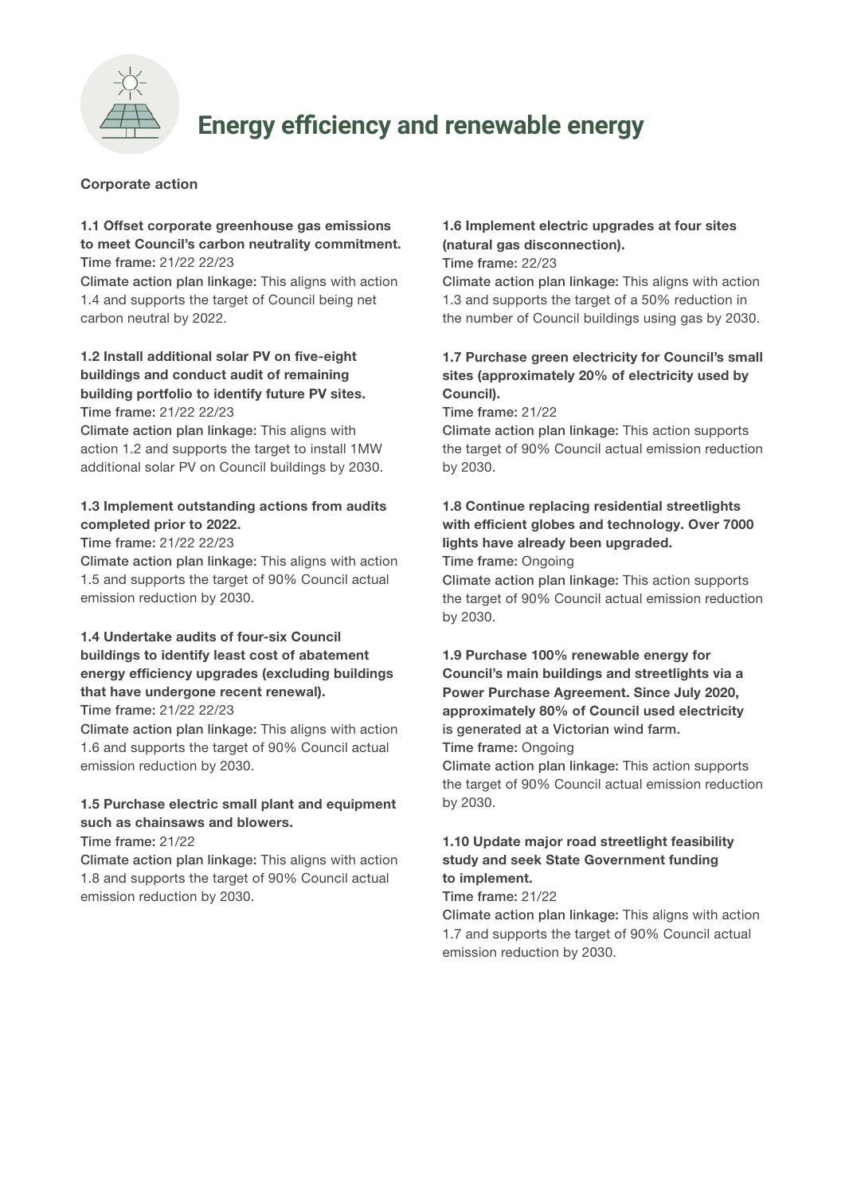# Energy efficiency and renewable energy

**Corporate action**

**1.1 Offset corporate greenhouse gas emissions to meet Council's carbon neutrality commitment.**
Time frame: 21/22 22/23
Climate action plan linkage: This aligns with action 1.4 and supports the target of Council being net carbon neutral by 2022.

**1.2 Install additional solar PV on five-eight buildings and conduct audit of remaining building portfolio to identify future PV sites.**
Time frame: 21/22 22/23
Climate action plan linkage: This aligns with action 1.2 and supports the target to install 1MW additional solar PV on Council buildings by 2030.

**1.3 Implement outstanding actions from audits completed prior to 2022.**
Time frame: 21/22 22/23
Climate action plan linkage: This aligns with action 1.5 and supports the target of 90% Council actual emission reduction by 2030.

**1.4 Undertake audits of four-six Council buildings to identify least cost of abatement energy efficiency upgrades (excluding buildings that have undergone recent renewal).**
Time frame: 21/22 22/23
Climate action plan linkage: This aligns with action 1.6 and supports the target of 90% Council actual emission reduction by 2030.

**1.5 Purchase electric small plant and equipment such as chainsaws and blowers.**
Time frame: 21/22
Climate action plan linkage: This aligns with action 1.8 and supports the target of 90% Council actual emission reduction by 2030.

**1.6 Implement electric upgrades at four sites (natural gas disconnection).**
Time frame: 22/23
Climate action plan linkage: This aligns with action 1.3 and supports the target of a 50% reduction in the number of Council buildings using gas by 2030.

**1.7 Purchase green electricity for Council's small sites (approximately 20% of electricity used by Council).**
Time frame: 21/22
Climate action plan linkage: This action supports the target of 90% Council actual emission reduction by 2030.

**1.8 Continue replacing residential streetlights with efficient globes and technology. Over 7000 lights have already been upgraded.**
Time frame: Ongoing
Climate action plan linkage: This action supports the target of 90% Council actual emission reduction by 2030.

**1.9 Purchase 100% renewable energy for Council's main buildings and streetlights via a Power Purchase Agreement. Since July 2020, approximately 80% of Council used electricity is generated at a Victorian wind farm.**
Time frame: Ongoing
Climate action plan linkage: This action supports the target of 90% Council actual emission reduction by 2030.

**1.10 Update major road streetlight feasibility study and seek State Government funding to implement.**
Time frame: 21/22
Climate action plan linkage: This aligns with action 1.7 and supports the target of 90% Council actual emission reduction by 2030.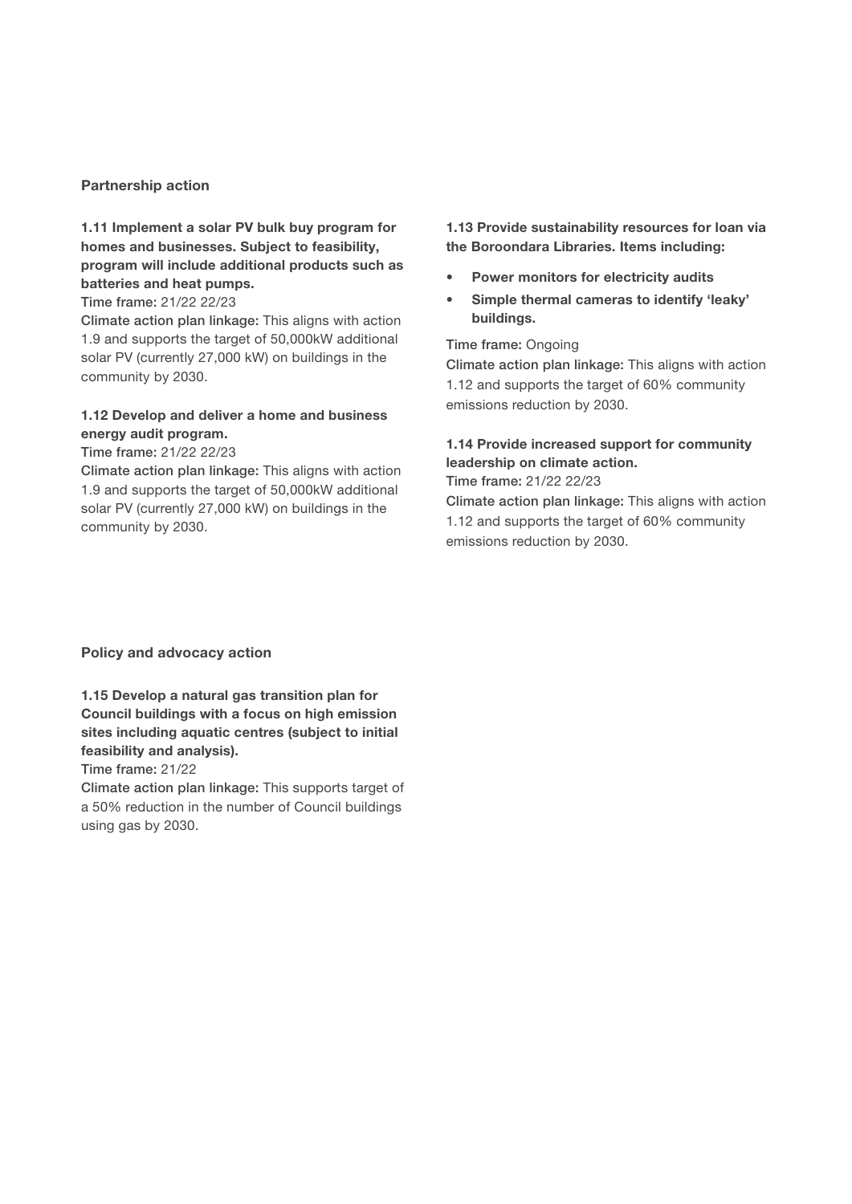### Partnership action

**1.11 Implement a solar PV bulk buy program for homes and businesses. Subject to feasibility, program will include additional products such as batteries and heat pumps.**

Time frame: 21/22 22/23

Climate action plan linkage: This aligns with action 1.9 and supports the target of 50,000kW additional solar PV (currently 27,000 kW) on buildings in the community by 2030.

**1.12 Develop and deliver a home and business energy audit program.**

Time frame: 21/22 22/23

Climate action plan linkage: This aligns with action 1.9 and supports the target of 50,000kW additional solar PV (currently 27,000 kW) on buildings in the community by 2030.

**1.13 Provide sustainability resources for loan via the Boroondara Libraries. Items including:**

- **Power monitors for electricity audits**
- **Simple thermal cameras to identify 'leaky' buildings.**

Time frame: Ongoing

Climate action plan linkage: This aligns with action 1.12 and supports the target of 60% community emissions reduction by 2030.

**1.14 Provide increased support for community leadership on climate action.**

Time frame: 21/22 22/23

Climate action plan linkage: This aligns with action 1.12 and supports the target of 60% community emissions reduction by 2030.

### Policy and advocacy action

**1.15 Develop a natural gas transition plan for Council buildings with a focus on high emission sites including aquatic centres (subject to initial feasibility and analysis).**

Time frame: 21/22

Climate action plan linkage: This supports target of a 50% reduction in the number of Council buildings using gas by 2030.